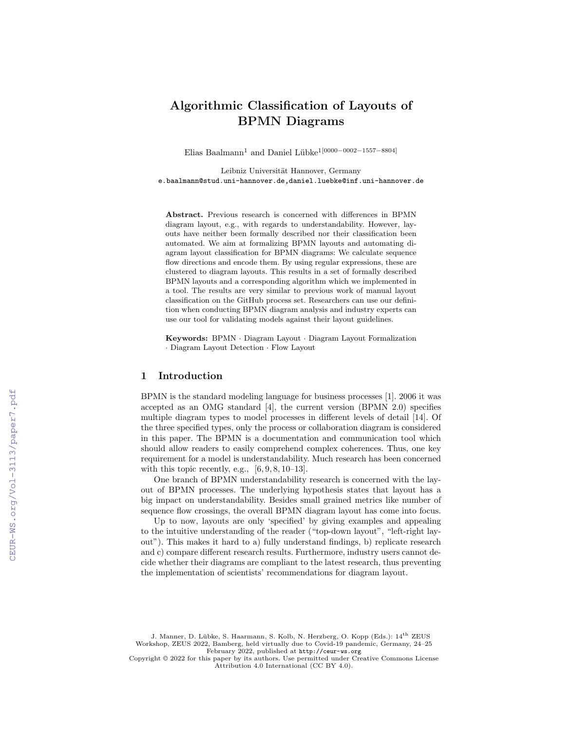# Algorithmic Classification of Layouts of BPMN Diagrams

Elias Baalmann[1] and Daniel Lübke[1[0000−0002−1557−8804]]

Leibniz Universität Hannover, Germany
e.baalmann@stud.uni-hannover.de,daniel.luebke@inf.uni-hannover.de

**Abstract.** Previous research is concerned with differences in BPMN diagram layout, e.g., with regards to understandability. However, layouts have neither been formally described nor their classification been automated. We aim at formalizing BPMN layouts and automating diagram layout classification for BPMN diagrams: We calculate sequence flow directions and encode them. By using regular expressions, these are clustered to diagram layouts. This results in a set of formally described BPMN layouts and a corresponding algorithm which we implemented in a tool. The results are very similar to previous work of manual layout classification on the GitHub process set. Researchers can use our definition when conducting BPMN diagram analysis and industry experts can use our tool for validating models against their layout guidelines.

**Keywords:** BPMN · Diagram Layout · Diagram Layout Formalization · Diagram Layout Detection · Flow Layout

## 1 Introduction

BPMN is the standard modeling language for business processes [1]. 2006 it was accepted as an OMG standard [4], the current version (BPMN 2.0) specifies multiple diagram types to model processes in different levels of detail [14]. Of the three specified types, only the process or collaboration diagram is considered in this paper. The BPMN is a documentation and communication tool which should allow readers to easily comprehend complex coherences. Thus, one key requirement for a model is understandability. Much research has been concerned with this topic recently, e.g., [6, 9, 8, 10–13].

One branch of BPMN understandability research is concerned with the layout of BPMN processes. The underlying hypothesis states that layout has a big impact on understandability. Besides small grained metrics like number of sequence flow crossings, the overall BPMN diagram layout has come into focus.

Up to now, layouts are only 'specified' by giving examples and appealing to the intuitive understanding of the reader ("top-down layout", "left-right layout"). This makes it hard to a) fully understand findings, b) replicate research and c) compare different research results. Furthermore, industry users cannot decide whether their diagrams are compliant to the latest research, thus preventing the implementation of scientists' recommendations for diagram layout.

J. Manner, D. Lübke, S. Haarmann, S. Kolb, N. Herzberg, O. Kopp (Eds.): 14th ZEUS Workshop, ZEUS 2022, Bamberg, held virtually due to Covid-19 pandemic, Germany, 24–25 February 2022, published at http://ceur-ws.org
Copyright © 2022 for this paper by its authors. Use permitted under Creative Commons License Attribution 4.0 International (CC BY 4.0).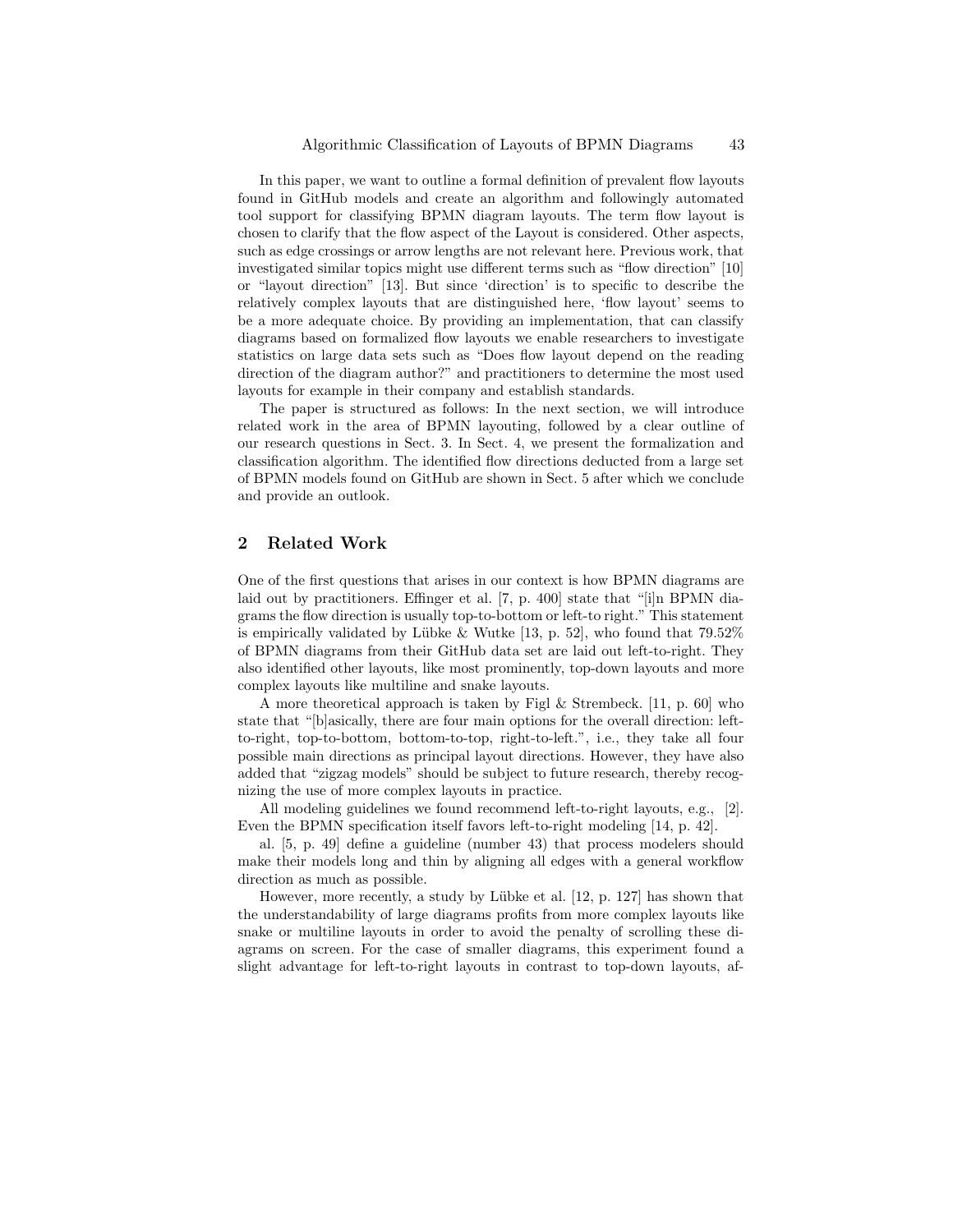In this paper, we want to outline a formal definition of prevalent flow layouts found in GitHub models and create an algorithm and followingly automated tool support for classifying BPMN diagram layouts. The term flow layout is chosen to clarify that the flow aspect of the Layout is considered. Other aspects, such as edge crossings or arrow lengths are not relevant here. Previous work, that investigated similar topics might use different terms such as "flow direction" [10] or "layout direction" [13]. But since 'direction' is to specific to describe the relatively complex layouts that are distinguished here, 'flow layout' seems to be a more adequate choice. By providing an implementation, that can classify diagrams based on formalized flow layouts we enable researchers to investigate statistics on large data sets such as "Does flow layout depend on the reading direction of the diagram author?" and practitioners to determine the most used layouts for example in their company and establish standards.

The paper is structured as follows: In the next section, we will introduce related work in the area of BPMN layouting, followed by a clear outline of our research questions in Sect. 3. In Sect. 4, we present the formalization and classification algorithm. The identified flow directions deducted from a large set of BPMN models found on GitHub are shown in Sect. 5 after which we conclude and provide an outlook.

## 2 Related Work

One of the first questions that arises in our context is how BPMN diagrams are laid out by practitioners. Effinger et al. [7, p. 400] state that "[i]n BPMN diagrams the flow direction is usually top-to-bottom or left-to right." This statement is empirically validated by Lübke & Wutke [13, p. 52], who found that 79.52% of BPMN diagrams from their GitHub data set are laid out left-to-right. They also identified other layouts, like most prominently, top-down layouts and more complex layouts like multiline and snake layouts.

A more theoretical approach is taken by Figl & Strembeck. [11, p. 60] who state that "[b]asically, there are four main options for the overall direction: left-to-right, top-to-bottom, bottom-to-top, right-to-left.", i.e., they take all four possible main directions as principal layout directions. However, they have also added that "zigzag models" should be subject to future research, thereby recognizing the use of more complex layouts in practice.

All modeling guidelines we found recommend left-to-right layouts, e.g., [2]. Even the BPMN specification itself favors left-to-right modeling [14, p. 42].

al. [5, p. 49] define a guideline (number 43) that process modelers should make their models long and thin by aligning all edges with a general workflow direction as much as possible.

However, more recently, a study by Lübke et al. [12, p. 127] has shown that the understandability of large diagrams profits from more complex layouts like snake or multiline layouts in order to avoid the penalty of scrolling these diagrams on screen. For the case of smaller diagrams, this experiment found a slight advantage for left-to-right layouts in contrast to top-down layouts, af-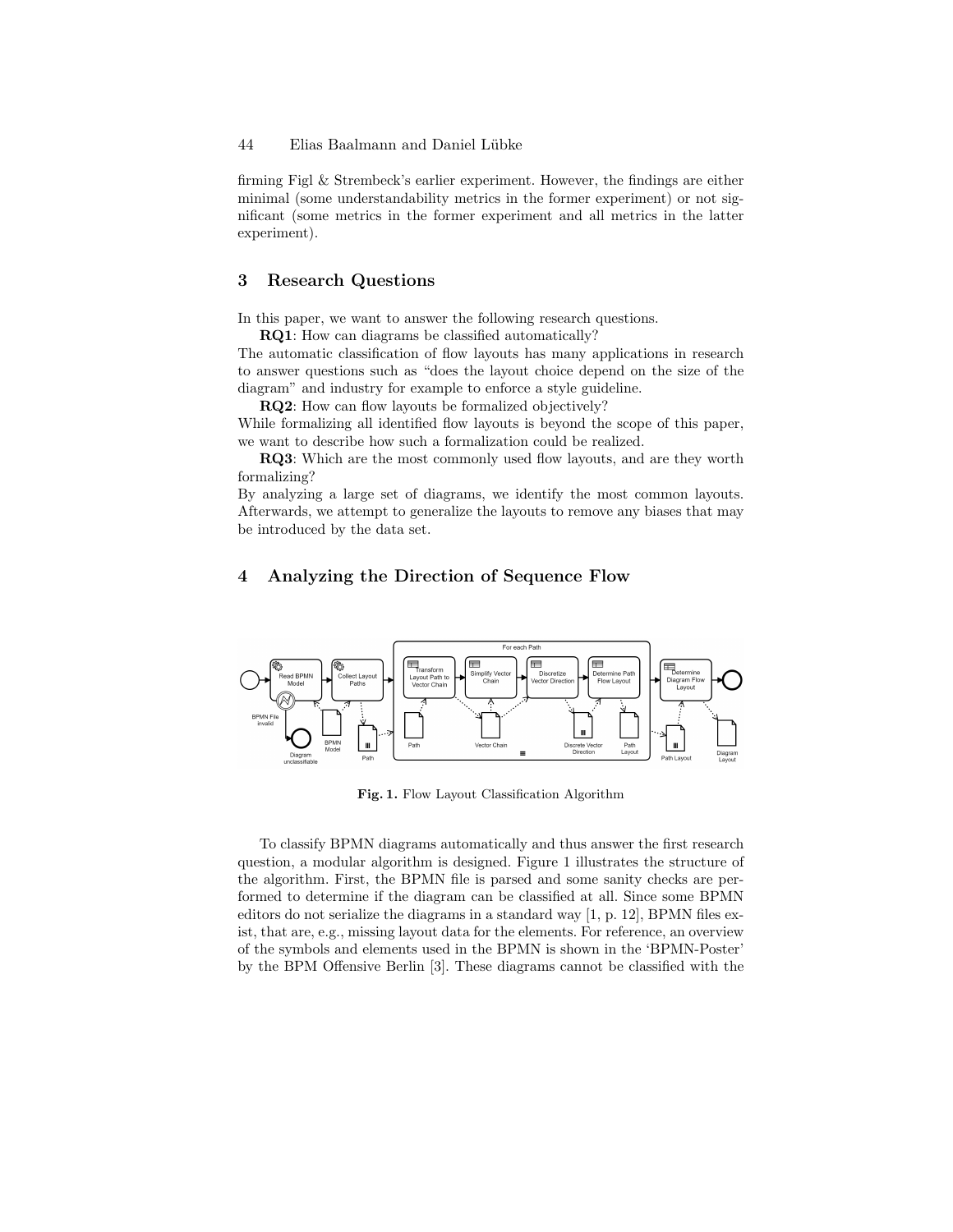firming Figl & Strembeck's earlier experiment. However, the findings are either minimal (some understandability metrics in the former experiment) or not significant (some metrics in the former experiment and all metrics in the latter experiment).

## 3 Research Questions

In this paper, we want to answer the following research questions.

**RQ1**: How can diagrams be classified automatically?

The automatic classification of flow layouts has many applications in research to answer questions such as "does the layout choice depend on the size of the diagram" and industry for example to enforce a style guideline.

**RQ2**: How can flow layouts be formalized objectively?

While formalizing all identified flow layouts is beyond the scope of this paper, we want to describe how such a formalization could be realized.

**RQ3**: Which are the most commonly used flow layouts, and are they worth formalizing?

By analyzing a large set of diagrams, we identify the most common layouts. Afterwards, we attempt to generalize the layouts to remove any biases that may be introduced by the data set.

## 4 Analyzing the Direction of Sequence Flow

**Fig. 1.** Flow Layout Classification Algorithm

To classify BPMN diagrams automatically and thus answer the first research question, a modular algorithm is designed. Figure 1 illustrates the structure of the algorithm. First, the BPMN file is parsed and some sanity checks are performed to determine if the diagram can be classified at all. Since some BPMN editors do not serialize the diagrams in a standard way [1, p. 12], BPMN files exist, that are, e.g., missing layout data for the elements. For reference, an overview of the symbols and elements used in the BPMN is shown in the 'BPMN-Poster' by the BPM Offensive Berlin [3]. These diagrams cannot be classified with the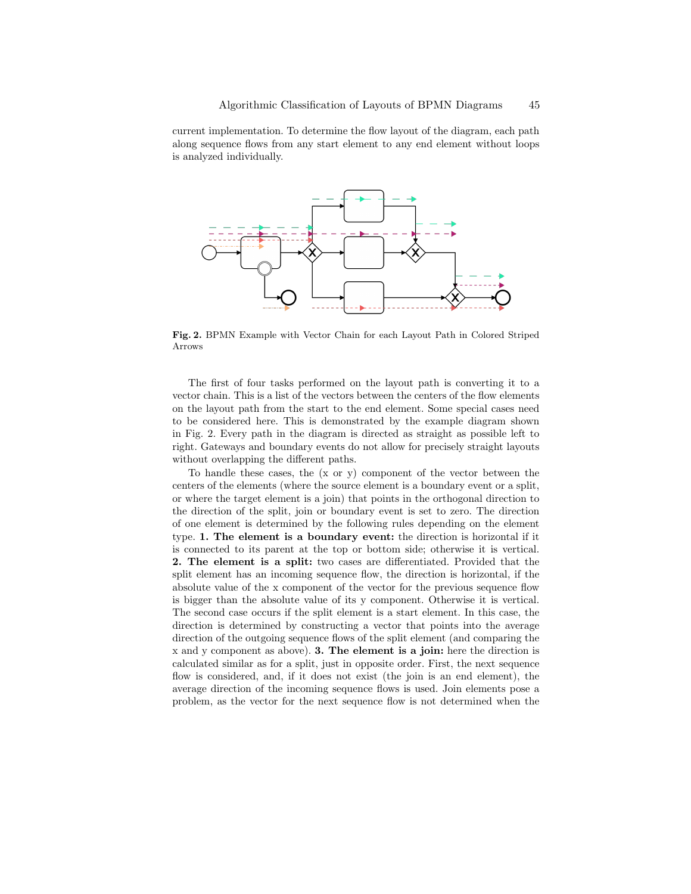current implementation. To determine the flow layout of the diagram, each path along sequence flows from any start element to any end element without loops is analyzed individually.

**Fig. 2.** BPMN Example with Vector Chain for each Layout Path in Colored Striped Arrows

The first of four tasks performed on the layout path is converting it to a vector chain. This is a list of the vectors between the centers of the flow elements on the layout path from the start to the end element. Some special cases need to be considered here. This is demonstrated by the example diagram shown in Fig. 2. Every path in the diagram is directed as straight as possible left to right. Gateways and boundary events do not allow for precisely straight layouts without overlapping the different paths.

To handle these cases, the (x or y) component of the vector between the centers of the elements (where the source element is a boundary event or a split, or where the target element is a join) that points in the orthogonal direction to the direction of the split, join or boundary event is set to zero. The direction of one element is determined by the following rules depending on the element type. **1. The element is a boundary event:** the direction is horizontal if it is connected to its parent at the top or bottom side; otherwise it is vertical. **2. The element is a split:** two cases are differentiated. Provided that the split element has an incoming sequence flow, the direction is horizontal, if the absolute value of the x component of the vector for the previous sequence flow is bigger than the absolute value of its y component. Otherwise it is vertical. The second case occurs if the split element is a start element. In this case, the direction is determined by constructing a vector that points into the average direction of the outgoing sequence flows of the split element (and comparing the x and y component as above). **3. The element is a join:** here the direction is calculated similar as for a split, just in opposite order. First, the next sequence flow is considered, and, if it does not exist (the join is an end element), the average direction of the incoming sequence flows is used. Join elements pose a problem, as the vector for the next sequence flow is not determined when the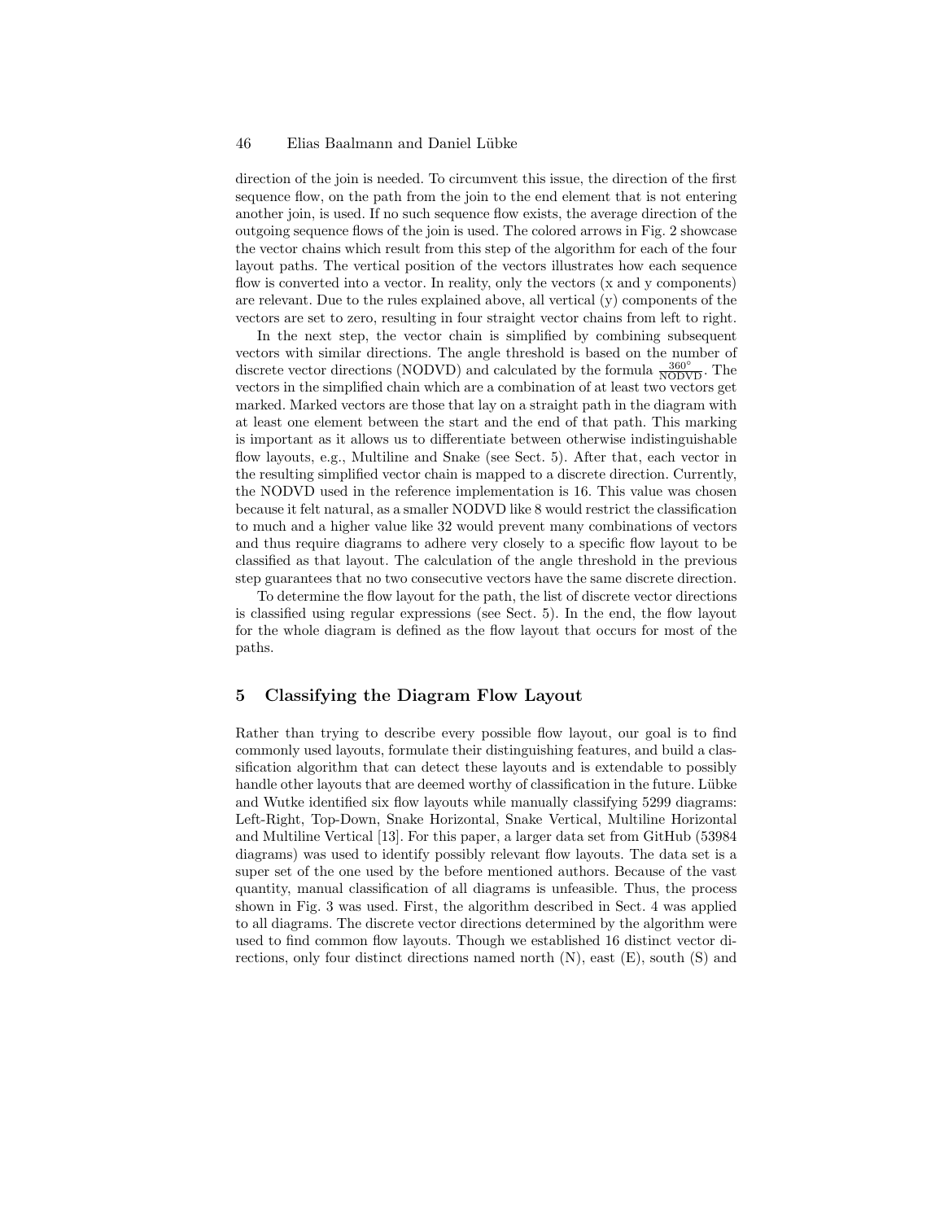direction of the join is needed. To circumvent this issue, the direction of the first sequence flow, on the path from the join to the end element that is not entering another join, is used. If no such sequence flow exists, the average direction of the outgoing sequence flows of the join is used. The colored arrows in Fig. 2 showcase the vector chains which result from this step of the algorithm for each of the four layout paths. The vertical position of the vectors illustrates how each sequence flow is converted into a vector. In reality, only the vectors (x and y components) are relevant. Due to the rules explained above, all vertical (y) components of the vectors are set to zero, resulting in four straight vector chains from left to right.

In the next step, the vector chain is simplified by combining subsequent vectors with similar directions. The angle threshold is based on the number of discrete vector directions (NODVD) and calculated by the formula $\frac{360°}{\text{NODVD}}$. The vectors in the simplified chain which are a combination of at least two vectors get marked. Marked vectors are those that lay on a straight path in the diagram with at least one element between the start and the end of that path. This marking is important as it allows us to differentiate between otherwise indistinguishable flow layouts, e.g., Multiline and Snake (see Sect. 5). After that, each vector in the resulting simplified vector chain is mapped to a discrete direction. Currently, the NODVD used in the reference implementation is 16. This value was chosen because it felt natural, as a smaller NODVD like 8 would restrict the classification to much and a higher value like 32 would prevent many combinations of vectors and thus require diagrams to adhere very closely to a specific flow layout to be classified as that layout. The calculation of the angle threshold in the previous step guarantees that no two consecutive vectors have the same discrete direction.

To determine the flow layout for the path, the list of discrete vector directions is classified using regular expressions (see Sect. 5). In the end, the flow layout for the whole diagram is defined as the flow layout that occurs for most of the paths.

## 5 Classifying the Diagram Flow Layout

Rather than trying to describe every possible flow layout, our goal is to find commonly used layouts, formulate their distinguishing features, and build a classification algorithm that can detect these layouts and is extendable to possibly handle other layouts that are deemed worthy of classification in the future. Lübke and Wutke identified six flow layouts while manually classifying 5299 diagrams: Left-Right, Top-Down, Snake Horizontal, Snake Vertical, Multiline Horizontal and Multiline Vertical [13]. For this paper, a larger data set from GitHub (53984 diagrams) was used to identify possibly relevant flow layouts. The data set is a super set of the one used by the before mentioned authors. Because of the vast quantity, manual classification of all diagrams is unfeasible. Thus, the process shown in Fig. 3 was used. First, the algorithm described in Sect. 4 was applied to all diagrams. The discrete vector directions determined by the algorithm were used to find common flow layouts. Though we established 16 distinct vector directions, only four distinct directions named north (N), east (E), south (S) and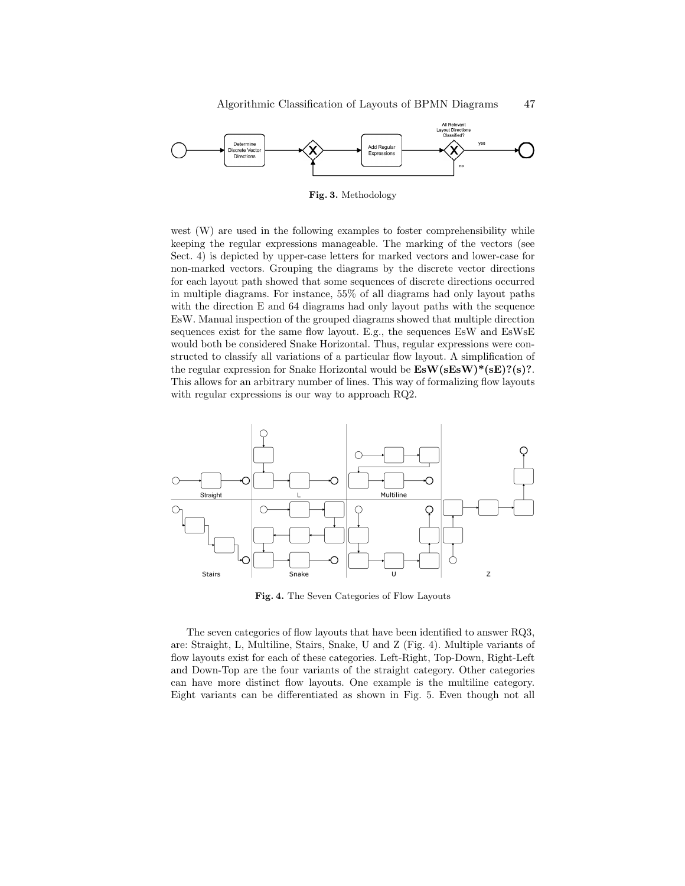Fig. 3. Methodology

west (W) are used in the following examples to foster comprehensibility while keeping the regular expressions manageable. The marking of the vectors (see Sect. 4) is depicted by upper-case letters for marked vectors and lower-case for non-marked vectors. Grouping the diagrams by the discrete vector directions for each layout path showed that some sequences of discrete directions occurred in multiple diagrams. For instance, 55% of all diagrams had only layout paths with the direction E and 64 diagrams had only layout paths with the sequence EsW. Manual inspection of the grouped diagrams showed that multiple direction sequences exist for the same flow layout. E.g., the sequences EsW and EsWsE would both be considered Snake Horizontal. Thus, regular expressions were constructed to classify all variations of a particular flow layout. A simplification of the regular expression for Snake Horizontal would be **EsW(sEsW)*(sE)?(s)?**. This allows for an arbitrary number of lines. This way of formalizing flow layouts with regular expressions is our way to approach RQ2.

Fig. 4. The Seven Categories of Flow Layouts

The seven categories of flow layouts that have been identified to answer RQ3, are: Straight, L, Multiline, Stairs, Snake, U and Z (Fig. 4). Multiple variants of flow layouts exist for each of these categories. Left-Right, Top-Down, Right-Left and Down-Top are the four variants of the straight category. Other categories can have more distinct flow layouts. One example is the multiline category. Eight variants can be differentiated as shown in Fig. 5. Even though not all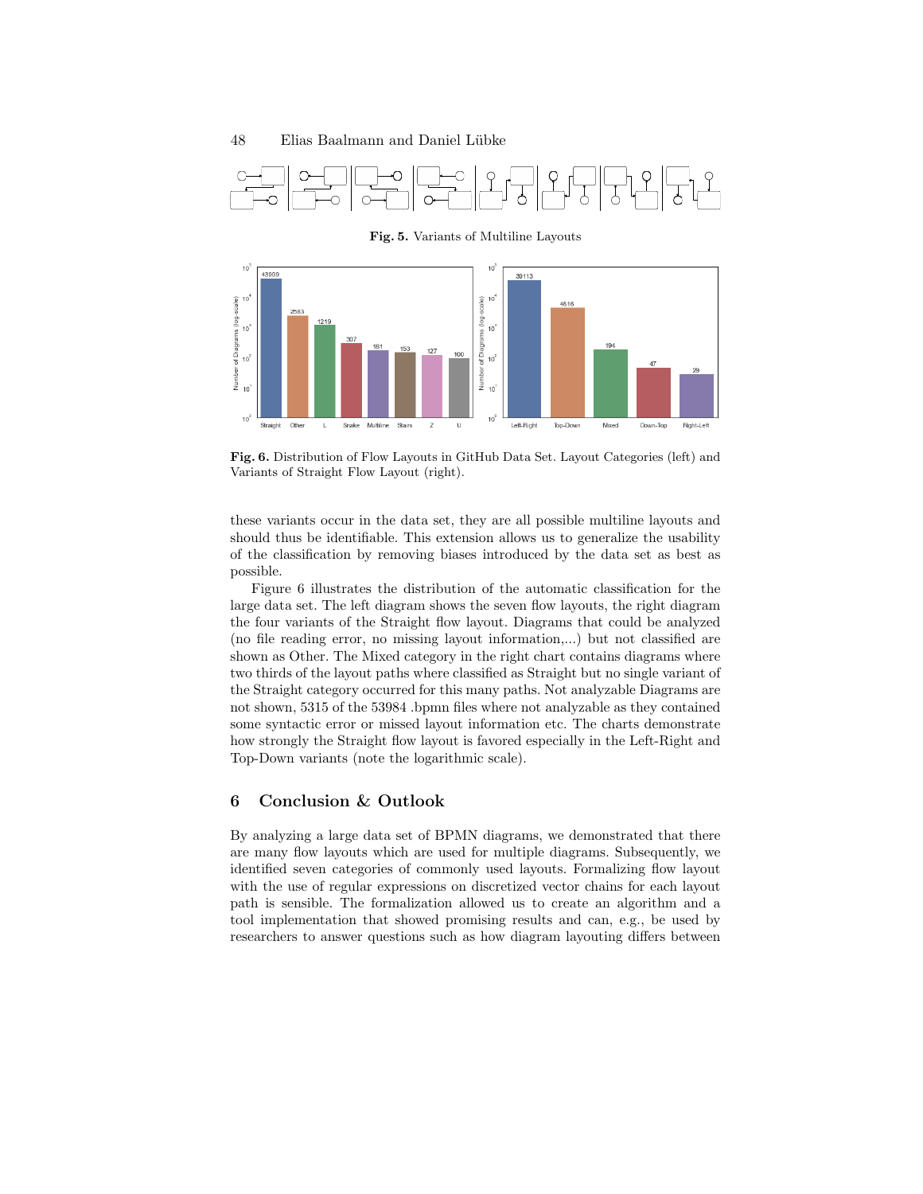**Fig. 5.** Variants of Multiline Layouts

**Fig. 6.** Distribution of Flow Layouts in GitHub Data Set. Layout Categories (left) and Variants of Straight Flow Layout (right).

these variants occur in the data set, they are all possible multiline layouts and should thus be identifiable. This extension allows us to generalize the usability of the classification by removing biases introduced by the data set as best as possible.

Figure 6 illustrates the distribution of the automatic classification for the large data set. The left diagram shows the seven flow layouts, the right diagram the four variants of the Straight flow layout. Diagrams that could be analyzed (no file reading error, no missing layout information,...) but not classified are shown as Other. The Mixed category in the right chart contains diagrams where two thirds of the layout paths where classified as Straight but no single variant of the Straight category occurred for this many paths. Not analyzable Diagrams are not shown, 5315 of the 53984 .bpmn files where not analyzable as they contained some syntactic error or missed layout information etc. The charts demonstrate how strongly the Straight flow layout is favored especially in the Left-Right and Top-Down variants (note the logarithmic scale).

## 6 Conclusion & Outlook

By analyzing a large data set of BPMN diagrams, we demonstrated that there are many flow layouts which are used for multiple diagrams. Subsequently, we identified seven categories of commonly used layouts. Formalizing flow layout with the use of regular expressions on discretized vector chains for each layout path is sensible. The formalization allowed us to create an algorithm and a tool implementation that showed promising results and can, e.g., be used by researchers to answer questions such as how diagram layouting differs between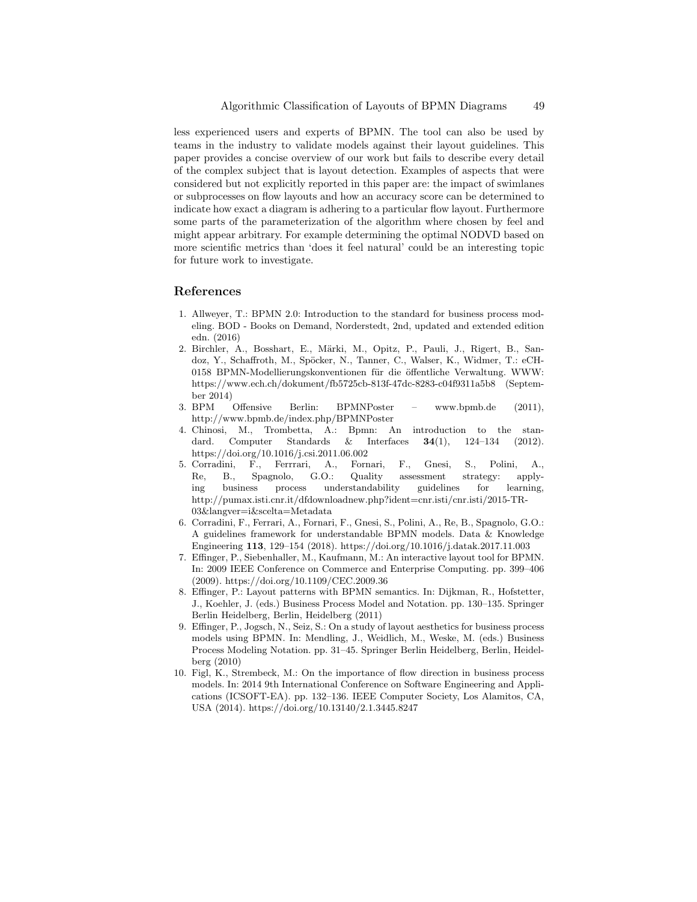less experienced users and experts of BPMN. The tool can also be used by teams in the industry to validate models against their layout guidelines. This paper provides a concise overview of our work but fails to describe every detail of the complex subject that is layout detection. Examples of aspects that were considered but not explicitly reported in this paper are: the impact of swimlanes or subprocesses on flow layouts and how an accuracy score can be determined to indicate how exact a diagram is adhering to a particular flow layout. Furthermore some parts of the parameterization of the algorithm where chosen by feel and might appear arbitrary. For example determining the optimal NODVD based on more scientific metrics than 'does it feel natural' could be an interesting topic for future work to investigate.

## References

1. Allweyer, T.: BPMN 2.0: Introduction to the standard for business process modeling. BOD - Books on Demand, Norderstedt, 2nd, updated and extended edition edn. (2016)
2. Birchler, A., Bosshart, E., Märki, M., Opitz, P., Pauli, J., Rigert, B., Sandoz, Y., Schaffroth, M., Spöcker, N., Tanner, C., Walser, K., Widmer, T.: eCH-0158 BPMN-Modellierungskonventionen für die öffentliche Verwaltung. WWW: https://www.ech.ch/dokument/fb5725cb-813f-47dc-8283-c04f9311a5b8 (September 2014)
3. BPM Offensive Berlin: BPMNPoster – www.bpmb.de (2011), http://www.bpmb.de/index.php/BPMNPoster
4. Chinosi, M., Trombetta, A.: Bpmn: An introduction to the standard. Computer Standards & Interfaces **34**(1), 124–134 (2012). https://doi.org/10.1016/j.csi.2011.06.002
5. Corradini, F., Ferrrari, A., Fornari, F., Gnesi, S., Polini, A., Re, B., Spagnolo, G.O.: Quality assessment strategy: applying business process understandability guidelines for learning, http://pumax.isti.cnr.it/dfdownloadnew.php?ident=cnr.isti/cnr.isti/2015-TR-03&langver=i&scelta=Metadata
6. Corradini, F., Ferrari, A., Fornari, F., Gnesi, S., Polini, A., Re, B., Spagnolo, G.O.: A guidelines framework for understandable BPMN models. Data & Knowledge Engineering **113**, 129–154 (2018). https://doi.org/10.1016/j.datak.2017.11.003
7. Effinger, P., Siebenhaller, M., Kaufmann, M.: An interactive layout tool for BPMN. In: 2009 IEEE Conference on Commerce and Enterprise Computing. pp. 399–406 (2009). https://doi.org/10.1109/CEC.2009.36
8. Effinger, P.: Layout patterns with BPMN semantics. In: Dijkman, R., Hofstetter, J., Koehler, J. (eds.) Business Process Model and Notation. pp. 130–135. Springer Berlin Heidelberg, Berlin, Heidelberg (2011)
9. Effinger, P., Jogsch, N., Seiz, S.: On a study of layout aesthetics for business process models using BPMN. In: Mendling, J., Weidlich, M., Weske, M. (eds.) Business Process Modeling Notation. pp. 31–45. Springer Berlin Heidelberg, Berlin, Heidelberg (2010)
10. Figl, K., Strembeck, M.: On the importance of flow direction in business process models. In: 2014 9th International Conference on Software Engineering and Applications (ICSOFT-EA). pp. 132–136. IEEE Computer Society, Los Alamitos, CA, USA (2014). https://doi.org/10.13140/2.1.3445.8247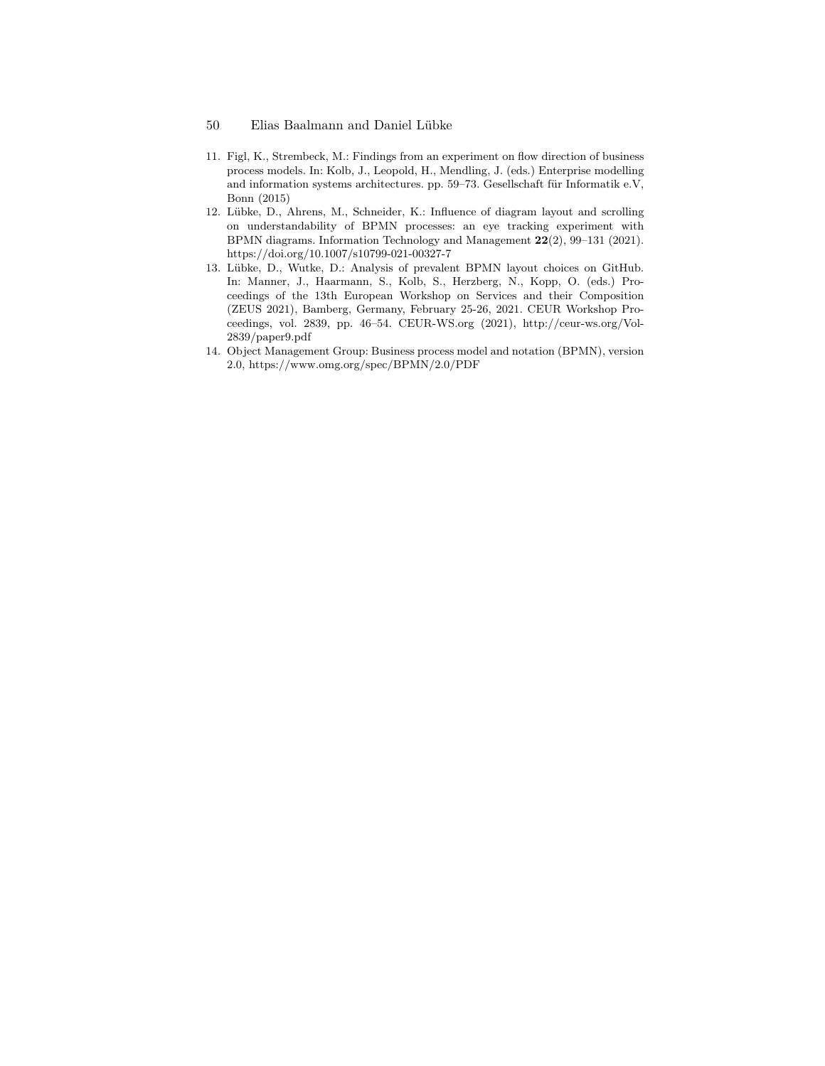11. Figl, K., Strembeck, M.: Findings from an experiment on flow direction of business process models. In: Kolb, J., Leopold, H., Mendling, J. (eds.) Enterprise modelling and information systems architectures. pp. 59–73. Gesellschaft für Informatik e.V, Bonn (2015)
12. Lübke, D., Ahrens, M., Schneider, K.: Influence of diagram layout and scrolling on understandability of BPMN processes: an eye tracking experiment with BPMN diagrams. Information Technology and Management **22**(2), 99–131 (2021). https://doi.org/10.1007/s10799-021-00327-7
13. Lübke, D., Wutke, D.: Analysis of prevalent BPMN layout choices on GitHub. In: Manner, J., Haarmann, S., Kolb, S., Herzberg, N., Kopp, O. (eds.) Proceedings of the 13th European Workshop on Services and their Composition (ZEUS 2021), Bamberg, Germany, February 25-26, 2021. CEUR Workshop Proceedings, vol. 2839, pp. 46–54. CEUR-WS.org (2021), http://ceur-ws.org/Vol-2839/paper9.pdf
14. Object Management Group: Business process model and notation (BPMN), version 2.0, https://www.omg.org/spec/BPMN/2.0/PDF